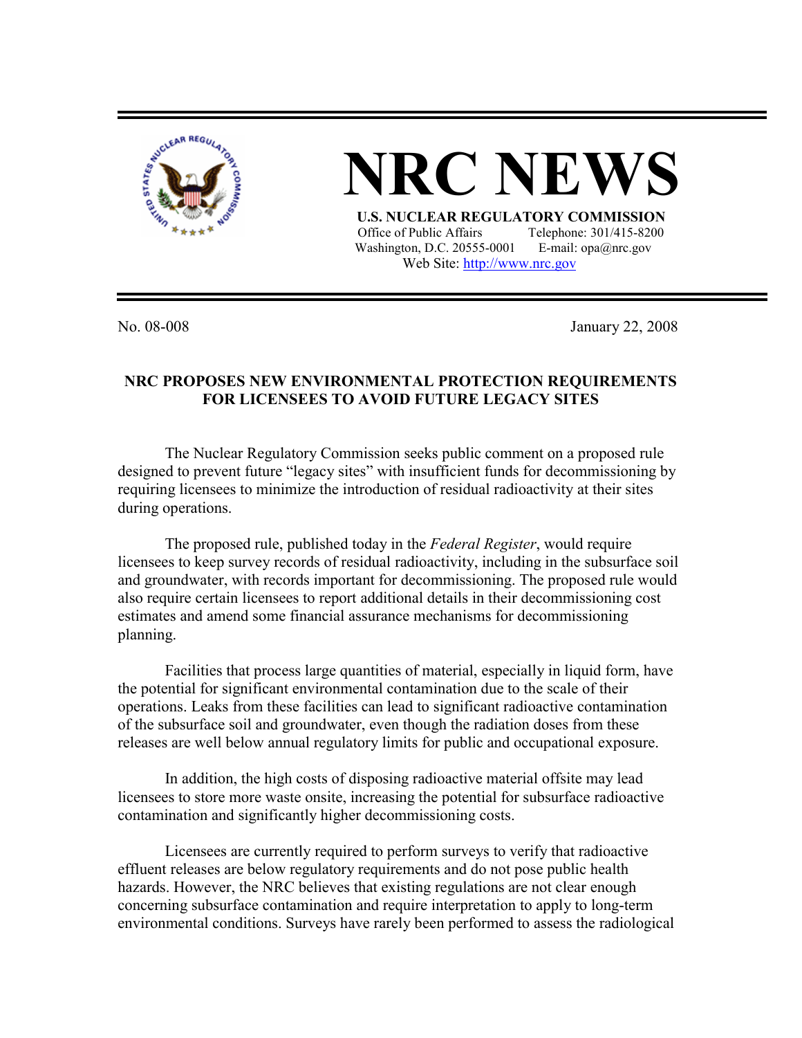# NRC NEWS

**U.S. NUCLEAR REGULATORY COMMISSION**
Office of Public Affairs    Telephone: 301/415-8200
Washington, D.C. 20555-0001    E-mail: opa@nrc.gov
Web Site: http://www.nrc.gov

No. 08-008    January 22, 2008

## NRC PROPOSES NEW ENVIRONMENTAL PROTECTION REQUIREMENTS FOR LICENSEES TO AVOID FUTURE LEGACY SITES

The Nuclear Regulatory Commission seeks public comment on a proposed rule designed to prevent future "legacy sites" with insufficient funds for decommissioning by requiring licensees to minimize the introduction of residual radioactivity at their sites during operations.

The proposed rule, published today in the *Federal Register*, would require licensees to keep survey records of residual radioactivity, including in the subsurface soil and groundwater, with records important for decommissioning. The proposed rule would also require certain licensees to report additional details in their decommissioning cost estimates and amend some financial assurance mechanisms for decommissioning planning.

Facilities that process large quantities of material, especially in liquid form, have the potential for significant environmental contamination due to the scale of their operations. Leaks from these facilities can lead to significant radioactive contamination of the subsurface soil and groundwater, even though the radiation doses from these releases are well below annual regulatory limits for public and occupational exposure.

In addition, the high costs of disposing radioactive material offsite may lead licensees to store more waste onsite, increasing the potential for subsurface radioactive contamination and significantly higher decommissioning costs.

Licensees are currently required to perform surveys to verify that radioactive effluent releases are below regulatory requirements and do not pose public health hazards. However, the NRC believes that existing regulations are not clear enough concerning subsurface contamination and require interpretation to apply to long-term environmental conditions. Surveys have rarely been performed to assess the radiological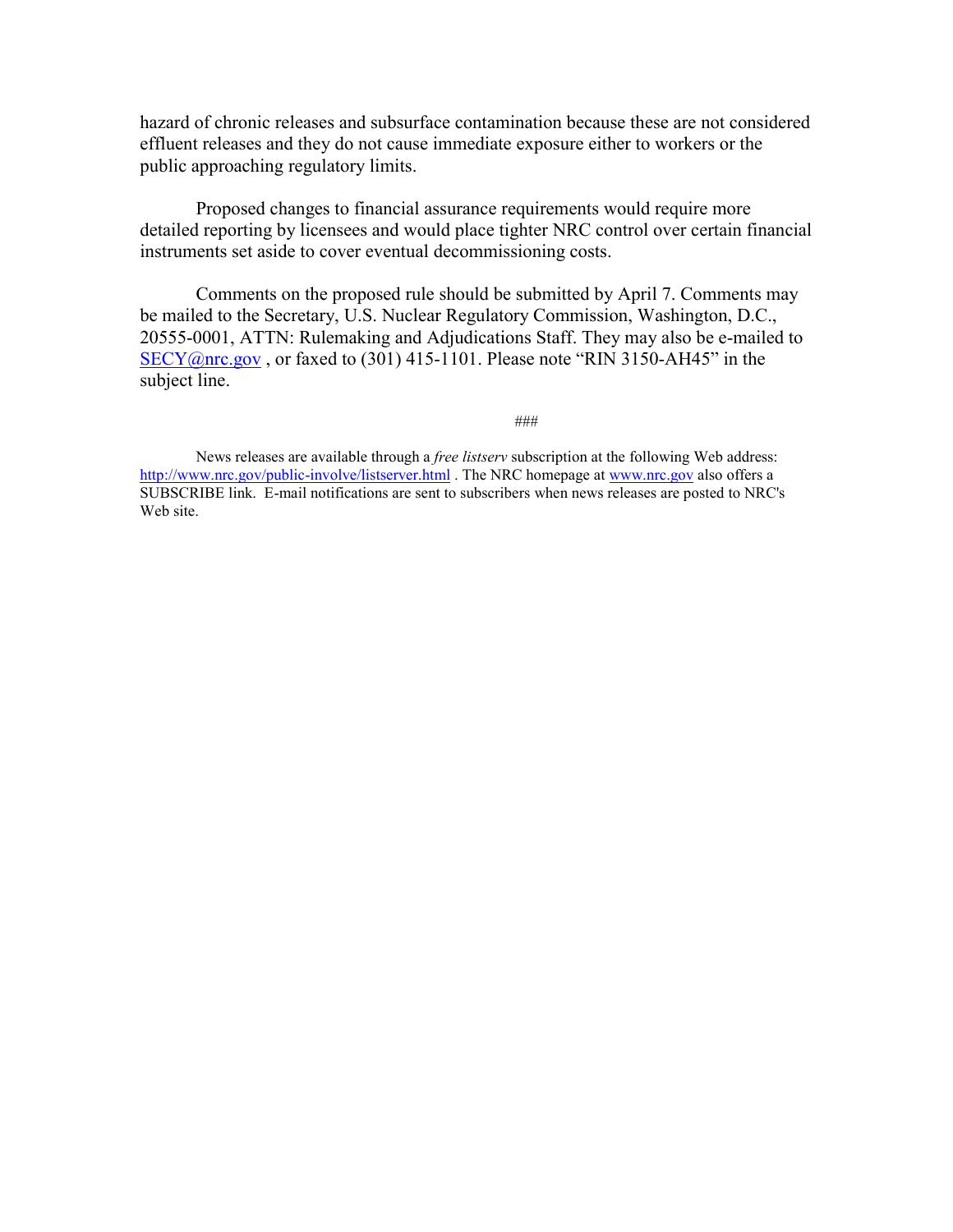hazard of chronic releases and subsurface contamination because these are not considered effluent releases and they do not cause immediate exposure either to workers or the public approaching regulatory limits.

Proposed changes to financial assurance requirements would require more detailed reporting by licensees and would place tighter NRC control over certain financial instruments set aside to cover eventual decommissioning costs.

Comments on the proposed rule should be submitted by April 7. Comments may be mailed to the Secretary, U.S. Nuclear Regulatory Commission, Washington, D.C., 20555-0001, ATTN: Rulemaking and Adjudications Staff. They may also be e-mailed to SECY@nrc.gov , or faxed to (301) 415-1101. Please note "RIN 3150-AH45" in the subject line.

###

News releases are available through a *free listserv* subscription at the following Web address: http://www.nrc.gov/public-involve/listserver.html . The NRC homepage at www.nrc.gov also offers a SUBSCRIBE link. E-mail notifications are sent to subscribers when news releases are posted to NRC's Web site.